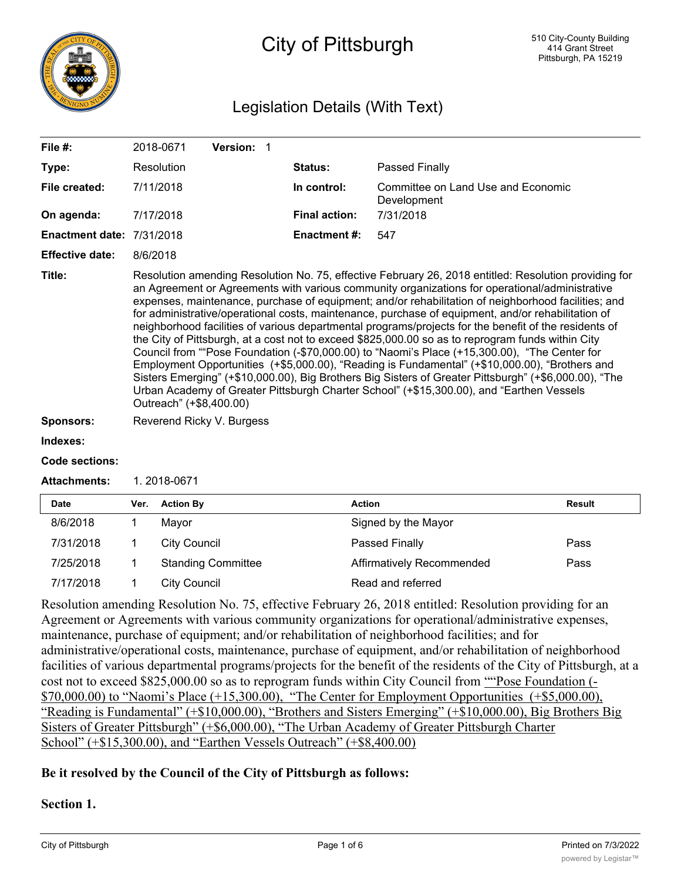# City of Pittsburgh

510 City-County Building
414 Grant Street
Pittsburgh, PA 15219

## Legislation Details (With Text)

| | | | |
|---|---|---|---|
| **File #:** | 2018-0671 **Version:** 1 | | |
| **Type:** | Resolution | **Status:** | Passed Finally |
| **File created:** | 7/11/2018 | **In control:** | Committee on Land Use and Economic Development |
| **On agenda:** | 7/17/2018 | **Final action:** | 7/31/2018 |
| **Enactment date:** | 7/31/2018 | **Enactment #:** | 547 |
| **Effective date:** | 8/6/2018 | | |

**Title:** Resolution amending Resolution No. 75, effective February 26, 2018 entitled: Resolution providing for an Agreement or Agreements with various community organizations for operational/administrative expenses, maintenance, purchase of equipment; and/or rehabilitation of neighborhood facilities; and for administrative/operational costs, maintenance, purchase of equipment, and/or rehabilitation of neighborhood facilities of various departmental programs/projects for the benefit of the residents of the City of Pittsburgh, at a cost not to exceed $825,000.00 so as to reprogram funds within City Council from ""Pose Foundation (-$70,000.00) to "Naomi's Place (+15,300.00), "The Center for Employment Opportunities (+$5,000.00), "Reading is Fundamental" (+$10,000.00), "Brothers and Sisters Emerging" (+$10,000.00), Big Brothers Big Sisters of Greater Pittsburgh" (+$6,000.00), "The Urban Academy of Greater Pittsburgh Charter School" (+$15,300.00), and "Earthen Vessels Outreach" (+$8,400.00)

**Sponsors:** Reverend Ricky V. Burgess

**Indexes:**

**Code sections:**

**Attachments:** 1. 2018-0671

| Date | Ver. | Action By | Action | Result |
|---|---|---|---|---|
| 8/6/2018 | 1 | Mayor | Signed by the Mayor | |
| 7/31/2018 | 1 | City Council | Passed Finally | Pass |
| 7/25/2018 | 1 | Standing Committee | Affirmatively Recommended | Pass |
| 7/17/2018 | 1 | City Council | Read and referred | |

Resolution amending Resolution No. 75, effective February 26, 2018 entitled: Resolution providing for an Agreement or Agreements with various community organizations for operational/administrative expenses, maintenance, purchase of equipment; and/or rehabilitation of neighborhood facilities; and for administrative/operational costs, maintenance, purchase of equipment, and/or rehabilitation of neighborhood facilities of various departmental programs/projects for the benefit of the residents of the City of Pittsburgh, at a cost not to exceed $825,000.00 so as to reprogram funds within City Council from ""Pose Foundation (-$70,000.00) to "Naomi's Place (+15,300.00), "The Center for Employment Opportunities (+$5,000.00), "Reading is Fundamental" (+$10,000.00), "Brothers and Sisters Emerging" (+$10,000.00), Big Brothers Big Sisters of Greater Pittsburgh" (+$6,000.00), "The Urban Academy of Greater Pittsburgh Charter School" (+$15,300.00), and "Earthen Vessels Outreach" (+$8,400.00)

**Be it resolved by the Council of the City of Pittsburgh as follows:**

**Section 1.**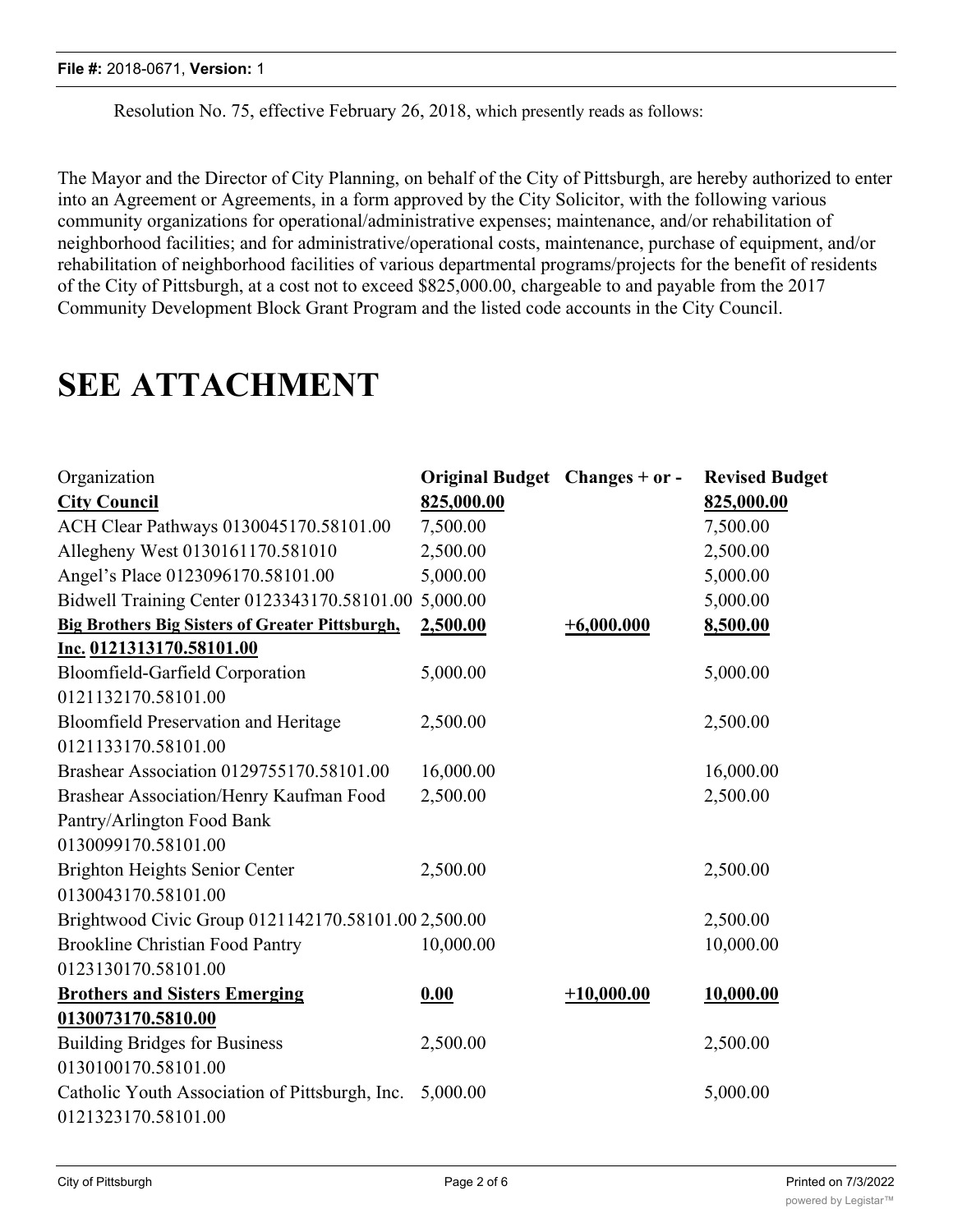Resolution No. 75, effective February 26, 2018, which presently reads as follows:

The Mayor and the Director of City Planning, on behalf of the City of Pittsburgh, are hereby authorized to enter into an Agreement or Agreements, in a form approved by the City Solicitor, with the following various community organizations for operational/administrative expenses; maintenance, and/or rehabilitation of neighborhood facilities; and for administrative/operational costs, maintenance, purchase of equipment, and/or rehabilitation of neighborhood facilities of various departmental programs/projects for the benefit of residents of the City of Pittsburgh, at a cost not to exceed $825,000.00, chargeable to and payable from the 2017 Community Development Block Grant Program and the listed code accounts in the City Council.

# SEE ATTACHMENT

| Organization | **Original Budget** | **Changes + or -** | **Revised Budget** |
|---|---|---|---|
| **City Council** | **825,000.00** | | **825,000.00** |
| ACH Clear Pathways 0130045170.58101.00 | 7,500.00 | | 7,500.00 |
| Allegheny West 0130161170.581010 | 2,500.00 | | 2,500.00 |
| Angel's Place 0123096170.58101.00 | 5,000.00 | | 5,000.00 |
| Bidwell Training Center 0123343170.58101.00 | 5,000.00 | | 5,000.00 |
| **Big Brothers Big Sisters of Greater Pittsburgh, Inc. 0121313170.58101.00** | **2,500.00** | **+6,000.000** | **8,500.00** |
| Bloomfield-Garfield Corporation 0121132170.58101.00 | 5,000.00 | | 5,000.00 |
| Bloomfield Preservation and Heritage 0121133170.58101.00 | 2,500.00 | | 2,500.00 |
| Brashear Association 0129755170.58101.00 | 16,000.00 | | 16,000.00 |
| Brashear Association/Henry Kaufman Food Pantry/Arlington Food Bank 0130099170.58101.00 | 2,500.00 | | 2,500.00 |
| Brighton Heights Senior Center 0130043170.58101.00 | 2,500.00 | | 2,500.00 |
| Brightwood Civic Group 0121142170.58101.00 | 2,500.00 | | 2,500.00 |
| Brookline Christian Food Pantry 0123130170.58101.00 | 10,000.00 | | 10,000.00 |
| **Brothers and Sisters Emerging 0130073170.5810.00** | **0.00** | **+10,000.00** | **10,000.00** |
| Building Bridges for Business 0130100170.58101.00 | 2,500.00 | | 2,500.00 |
| Catholic Youth Association of Pittsburgh, Inc. 0121323170.58101.00 | 5,000.00 | | 5,000.00 |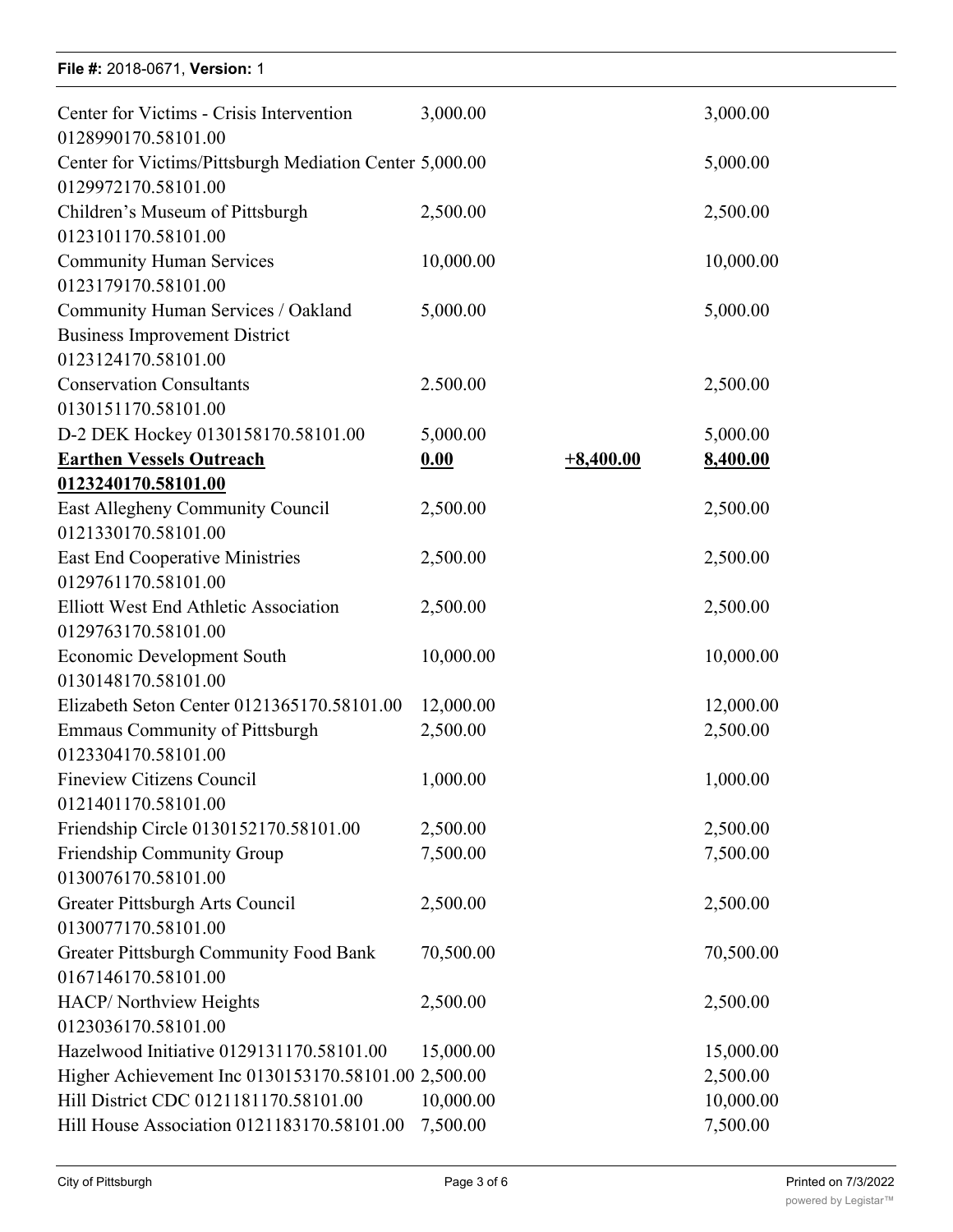| | | | |
|---|---|---|---|
| Center for Victims - Crisis Intervention 0128990170.58101.00 | 3,000.00 | | 3,000.00 |
| Center for Victims/Pittsburgh Mediation Center 0129972170.58101.00 | 5,000.00 | | 5,000.00 |
| Children's Museum of Pittsburgh 0123101170.58101.00 | 2,500.00 | | 2,500.00 |
| Community Human Services 0123179170.58101.00 | 10,000.00 | | 10,000.00 |
| Community Human Services / Oakland Business Improvement District 0123124170.58101.00 | 5,000.00 | | 5,000.00 |
| Conservation Consultants 0130151170.58101.00 | 2.500.00 | | 2,500.00 |
| D-2 DEK Hockey 0130158170.58101.00 | 5,000.00 | | 5,000.00 |
| **Earthen Vessels Outreach 0123240170.58101.00** | **0.00** | **+8,400.00** | **8,400.00** |
| East Allegheny Community Council 0121330170.58101.00 | 2,500.00 | | 2,500.00 |
| East End Cooperative Ministries 0129761170.58101.00 | 2,500.00 | | 2,500.00 |
| Elliott West End Athletic Association 0129763170.58101.00 | 2,500.00 | | 2,500.00 |
| Economic Development South 0130148170.58101.00 | 10,000.00 | | 10,000.00 |
| Elizabeth Seton Center 0121365170.58101.00 | 12,000.00 | | 12,000.00 |
| Emmaus Community of Pittsburgh 0123304170.58101.00 | 2,500.00 | | 2,500.00 |
| Fineview Citizens Council 0121401170.58101.00 | 1,000.00 | | 1,000.00 |
| Friendship Circle 0130152170.58101.00 | 2,500.00 | | 2,500.00 |
| Friendship Community Group 0130076170.58101.00 | 7,500.00 | | 7,500.00 |
| Greater Pittsburgh Arts Council 0130077170.58101.00 | 2,500.00 | | 2,500.00 |
| Greater Pittsburgh Community Food Bank 0167146170.58101.00 | 70,500.00 | | 70,500.00 |
| HACP/ Northview Heights 0123036170.58101.00 | 2,500.00 | | 2,500.00 |
| Hazelwood Initiative 0129131170.58101.00 | 15,000.00 | | 15,000.00 |
| Higher Achievement Inc 0130153170.58101.00 | 2,500.00 | | 2,500.00 |
| Hill District CDC 0121181170.58101.00 | 10,000.00 | | 10,000.00 |
| Hill House Association 0121183170.58101.00 | 7,500.00 | | 7,500.00 |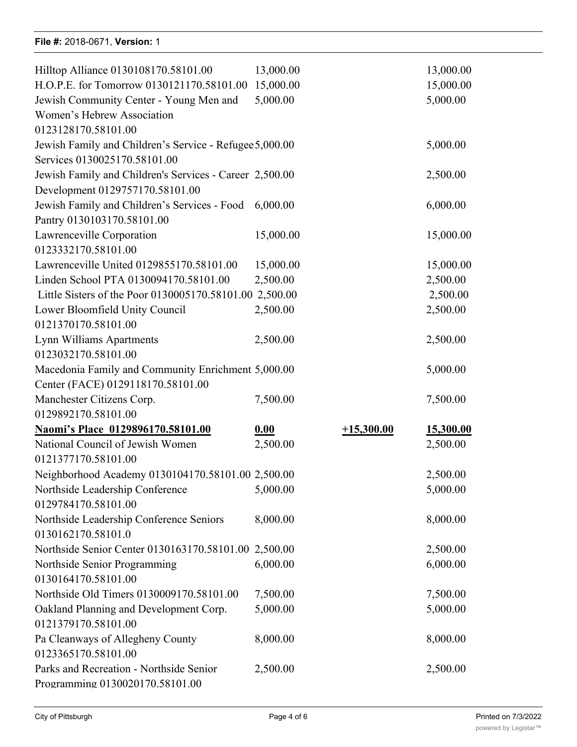| | | | |
|---|---|---|---|
| Hilltop Alliance 0130108170.58101.00 | 13,000.00 | | 13,000.00 |
| H.O.P.E. for Tomorrow 0130121170.58101.00 | 15,000.00 | | 15,000.00 |
| Jewish Community Center - Young Men and Women's Hebrew Association 0123128170.58101.00 | 5,000.00 | | 5,000.00 |
| Jewish Family and Children's Service - Refugee Services 0130025170.58101.00 | 5,000.00 | | 5,000.00 |
| Jewish Family and Children's Services - Career Development 0129757170.58101.00 | 2,500.00 | | 2,500.00 |
| Jewish Family and Children's Services - Food Pantry 0130103170.58101.00 | 6,000.00 | | 6,000.00 |
| Lawrenceville Corporation 0123332170.58101.00 | 15,000.00 | | 15,000.00 |
| Lawrenceville United 0129855170.58101.00 | 15,000.00 | | 15,000.00 |
| Linden School PTA 0130094170.58101.00 | 2,500.00 | | 2,500.00 |
| Little Sisters of the Poor 0130005170.58101.00 | 2,500.00 | | 2,500.00 |
| Lower Bloomfield Unity Council 0121370170.58101.00 | 2,500.00 | | 2,500.00 |
| Lynn Williams Apartments 0123032170.58101.00 | 2,500.00 | | 2,500.00 |
| Macedonia Family and Community Enrichment Center (FACE) 0129118170.58101.00 | 5,000.00 | | 5,000.00 |
| Manchester Citizens Corp. 0129892170.58101.00 | 7,500.00 | | 7,500.00 |
| **<u>Naomi's Place 0129896170.58101.00</u>** | **<u>0.00</u>** | **<u>+15,300.00</u>** | **<u>15,300.00</u>** |
| National Council of Jewish Women 0121377170.58101.00 | 2,500.00 | | 2,500.00 |
| Neighborhood Academy 0130104170.58101.00 | 2,500.00 | | 2,500.00 |
| Northside Leadership Conference 0129784170.58101.00 | 5,000.00 | | 5,000.00 |
| Northside Leadership Conference Seniors 0130162170.58101.0 | 8,000.00 | | 8,000.00 |
| Northside Senior Center 0130163170.58101.00 | 2,500.00 | | 2,500.00 |
| Northside Senior Programming 0130164170.58101.00 | 6,000.00 | | 6,000.00 |
| Northside Old Timers 0130009170.58101.00 | 7,500.00 | | 7,500.00 |
| Oakland Planning and Development Corp. 0121379170.58101.00 | 5,000.00 | | 5,000.00 |
| Pa Cleanways of Allegheny County 0123365170.58101.00 | 8,000.00 | | 8,000.00 |
| Parks and Recreation - Northside Senior Programming 0130020170.58101.00 | 2,500.00 | | 2,500.00 |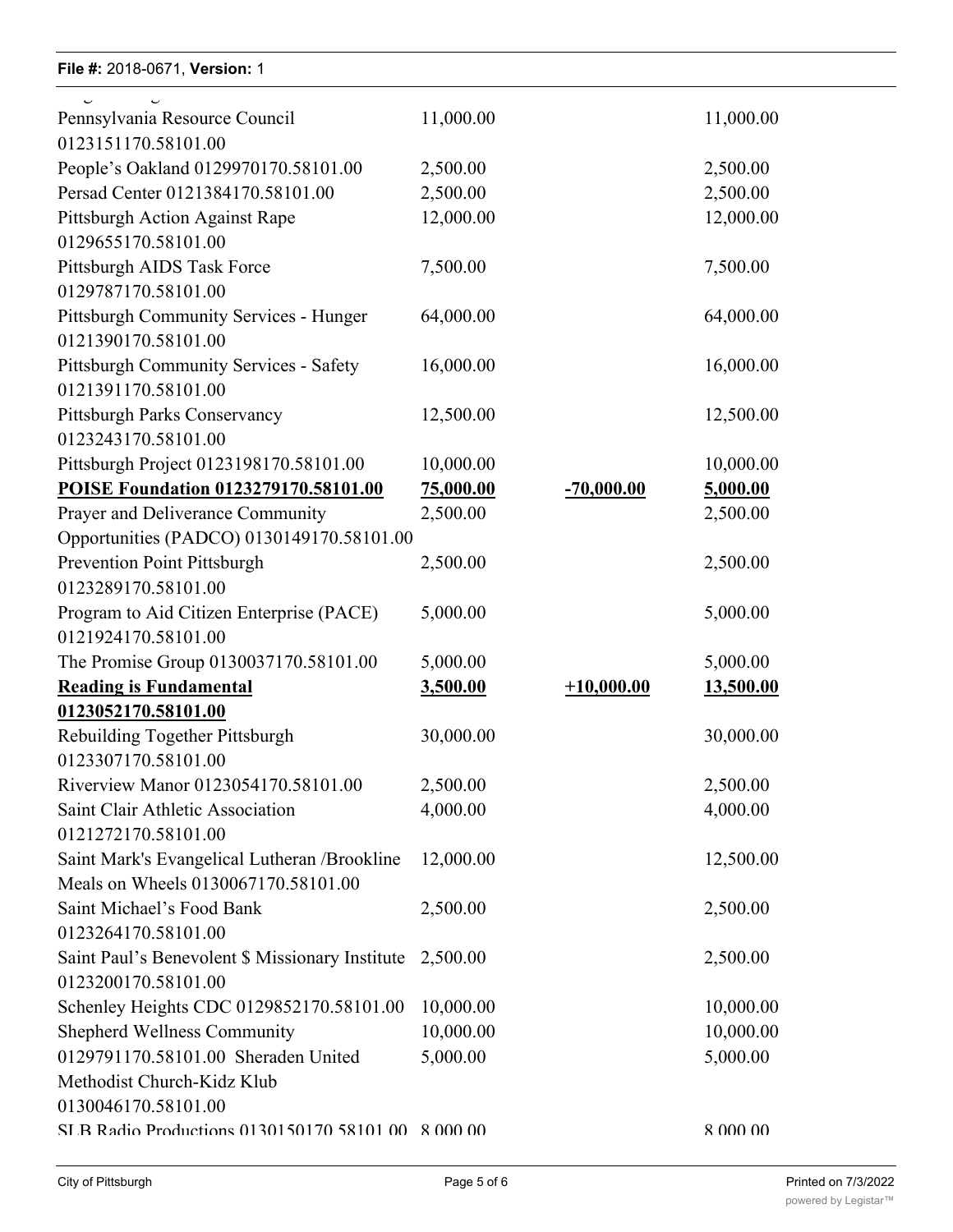| | | | |
|---|---|---|---|
| Pennsylvania Resource Council 0123151170.58101.00 | 11,000.00 | | 11,000.00 |
| People's Oakland 0129970170.58101.00 | 2,500.00 | | 2,500.00 |
| Persad Center 0121384170.58101.00 | 2,500.00 | | 2,500.00 |
| Pittsburgh Action Against Rape 0129655170.58101.00 | 12,000.00 | | 12,000.00 |
| Pittsburgh AIDS Task Force 0129787170.58101.00 | 7,500.00 | | 7,500.00 |
| Pittsburgh Community Services - Hunger 0121390170.58101.00 | 64,000.00 | | 64,000.00 |
| Pittsburgh Community Services - Safety 0121391170.58101.00 | 16,000.00 | | 16,000.00 |
| Pittsburgh Parks Conservancy 0123243170.58101.00 | 12,500.00 | | 12,500.00 |
| Pittsburgh Project 0123198170.58101.00 | 10,000.00 | | 10,000.00 |
| **POISE Foundation 0123279170.58101.00** | **75,000.00** | **-70,000.00** | **5,000.00** |
| Prayer and Deliverance Community Opportunities (PADCO) 0130149170.58101.00 | 2,500.00 | | 2,500.00 |
| Prevention Point Pittsburgh 0123289170.58101.00 | 2,500.00 | | 2,500.00 |
| Program to Aid Citizen Enterprise (PACE) 0121924170.58101.00 | 5,000.00 | | 5,000.00 |
| The Promise Group 0130037170.58101.00 | 5,000.00 | | 5,000.00 |
| **Reading is Fundamental 0123052170.58101.00** | **3,500.00** | **+10,000.00** | **13,500.00** |
| Rebuilding Together Pittsburgh 0123307170.58101.00 | 30,000.00 | | 30,000.00 |
| Riverview Manor 0123054170.58101.00 | 2,500.00 | | 2,500.00 |
| Saint Clair Athletic Association 0121272170.58101.00 | 4,000.00 | | 4,000.00 |
| Saint Mark's Evangelical Lutheran /Brookline Meals on Wheels 0130067170.58101.00 | 12,000.00 | | 12,500.00 |
| Saint Michael's Food Bank 0123264170.58101.00 | 2,500.00 | | 2,500.00 |
| Saint Paul's Benevolent $ Missionary Institute 0123200170.58101.00 | 2,500.00 | | 2,500.00 |
| Schenley Heights CDC 0129852170.58101.00 | 10,000.00 | | 10,000.00 |
| Shepherd Wellness Community 0129791170.58101.00 | 10,000.00 | | 10,000.00 |
| Sheraden United Methodist Church-Kidz Klub 0130046170.58101.00 | 5,000.00 | | 5,000.00 |
| SLB Radio Productions 0130150170.58101.00 | 8,000.00 | | 8,000.00 |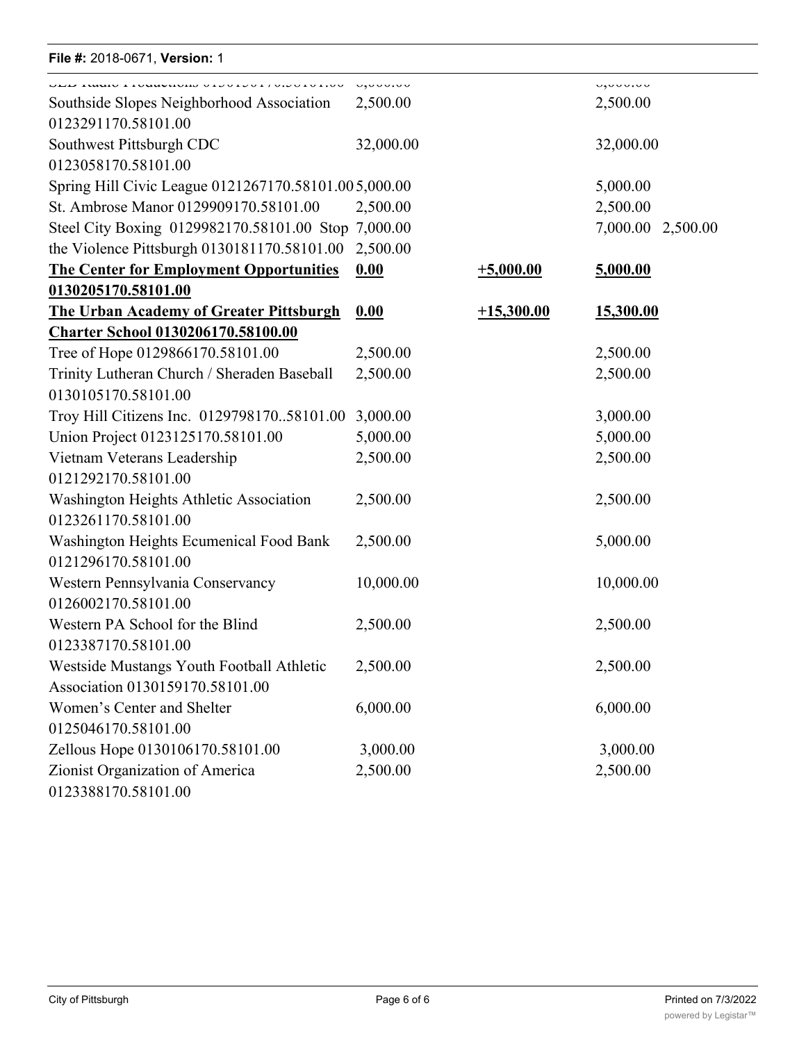| | | | |
|---|---|---|---|
| SLB Radio Productions 0130150170.58101.00 | 6,000.00 | | 6,000.00 |
| Southside Slopes Neighborhood Association 0123291170.58101.00 | 2,500.00 | | 2,500.00 |
| Southwest Pittsburgh CDC 0123058170.58101.00 | 32,000.00 | | 32,000.00 |
| Spring Hill Civic League 0121267170.58101.00 | 5,000.00 | | 5,000.00 |
| St. Ambrose Manor 0129909170.58101.00 | 2,500.00 | | 2,500.00 |
| Steel City Boxing 0129982170.58101.00 Stop the Violence Pittsburgh 0130181170.58101.00 | 7,000.00 2,500.00 | | 7,000.00 2,500.00 |
| **The Center for Employment Opportunities 0130205170.58101.00** | **0.00** | **+5,000.00** | **5,000.00** |
| **The Urban Academy of Greater Pittsburgh Charter School 0130206170.58100.00** | **0.00** | **+15,300.00** | **15,300.00** |
| Tree of Hope 0129866170.58101.00 | 2,500.00 | | 2,500.00 |
| Trinity Lutheran Church / Sheraden Baseball 0130105170.58101.00 | 2,500.00 | | 2,500.00 |
| Troy Hill Citizens Inc. 0129798170..58101.00 | 3,000.00 | | 3,000.00 |
| Union Project 0123125170.58101.00 | 5,000.00 | | 5,000.00 |
| Vietnam Veterans Leadership 0121292170.58101.00 | 2,500.00 | | 2,500.00 |
| Washington Heights Athletic Association 0123261170.58101.00 | 2,500.00 | | 2,500.00 |
| Washington Heights Ecumenical Food Bank 0121296170.58101.00 | 2,500.00 | | 5,000.00 |
| Western Pennsylvania Conservancy 0126002170.58101.00 | 10,000.00 | | 10,000.00 |
| Western PA School for the Blind 0123387170.58101.00 | 2,500.00 | | 2,500.00 |
| Westside Mustangs Youth Football Athletic Association 0130159170.58101.00 | 2,500.00 | | 2,500.00 |
| Women's Center and Shelter 0125046170.58101.00 | 6,000.00 | | 6,000.00 |
| Zellous Hope 0130106170.58101.00 | 3,000.00 | | 3,000.00 |
| Zionist Organization of America 0123388170.58101.00 | 2,500.00 | | 2,500.00 |